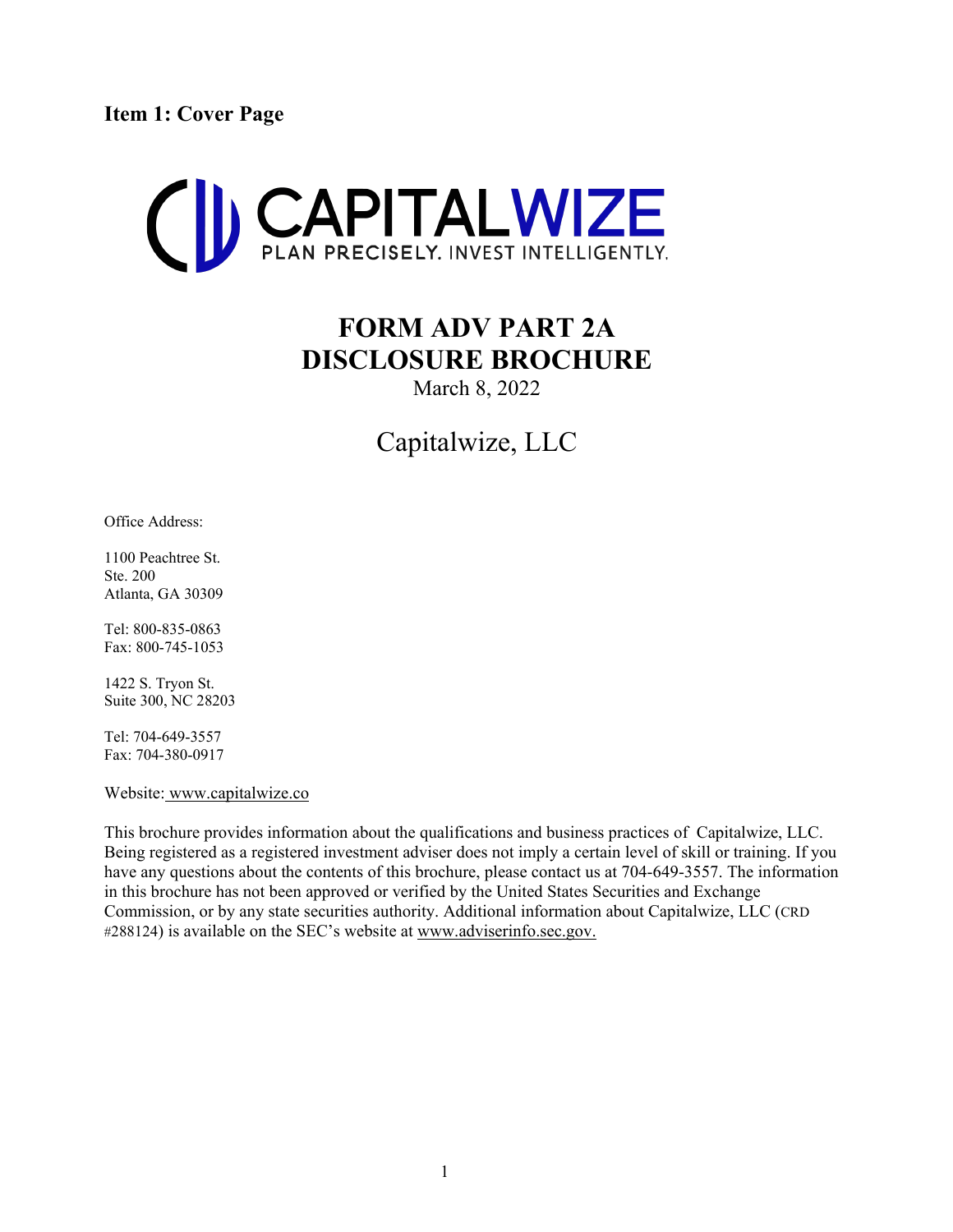**Item 1: Cover Page**

CAPITALWIZE

PLAN PRECISELY. INVEST INTELLIGENTLY.

# FORM ADV PART 2A DISCLOSURE BROCHURE

March 8, 2022

## Capitalwize, LLC

Office Address:

1100 Peachtree St.
Ste. 200
Atlanta, GA 30309

Tel: 800-835-0863
Fax: 800-745-1053

1422 S. Tryon St.
Suite 300, NC 28203

Tel: 704-649-3557
Fax: 704-380-0917

Website: www.capitalwize.co

This brochure provides information about the qualifications and business practices of Capitalwize, LLC. Being registered as a registered investment adviser does not imply a certain level of skill or training. If you have any questions about the contents of this brochure, please contact us at 704-649-3557. The information in this brochure has not been approved or verified by the United States Securities and Exchange Commission, or by any state securities authority. Additional information about Capitalwize, LLC (CRD #288124) is available on the SEC's website at www.adviserinfo.sec.gov.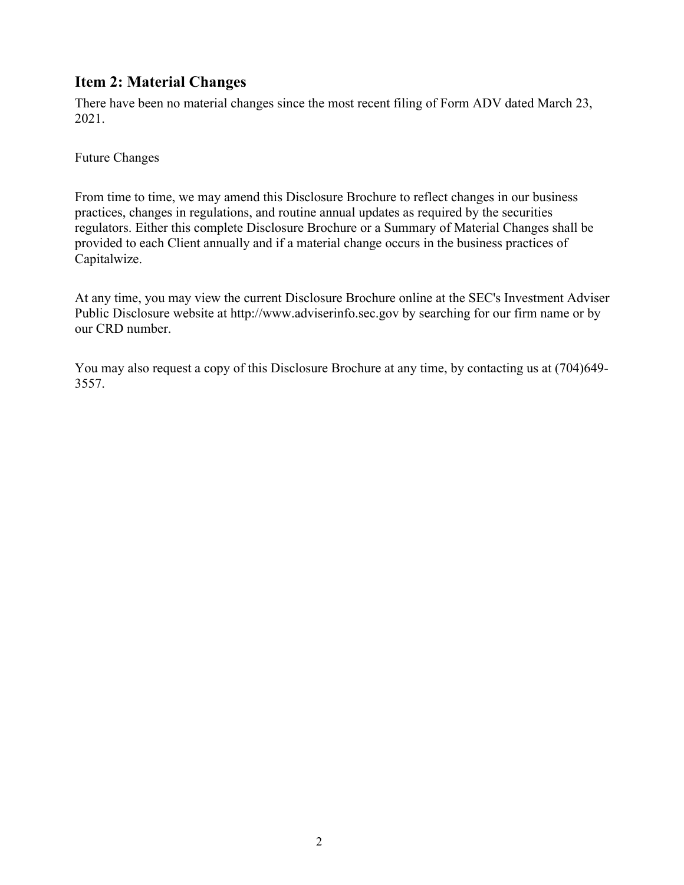## Item 2: Material Changes

There have been no material changes since the most recent filing of Form ADV dated March 23, 2021.

Future Changes

From time to time, we may amend this Disclosure Brochure to reflect changes in our business practices, changes in regulations, and routine annual updates as required by the securities regulators. Either this complete Disclosure Brochure or a Summary of Material Changes shall be provided to each Client annually and if a material change occurs in the business practices of Capitalwize.

At any time, you may view the current Disclosure Brochure online at the SEC's Investment Adviser Public Disclosure website at http://www.adviserinfo.sec.gov by searching for our firm name or by our CRD number.

You may also request a copy of this Disclosure Brochure at any time, by contacting us at (704)649-3557.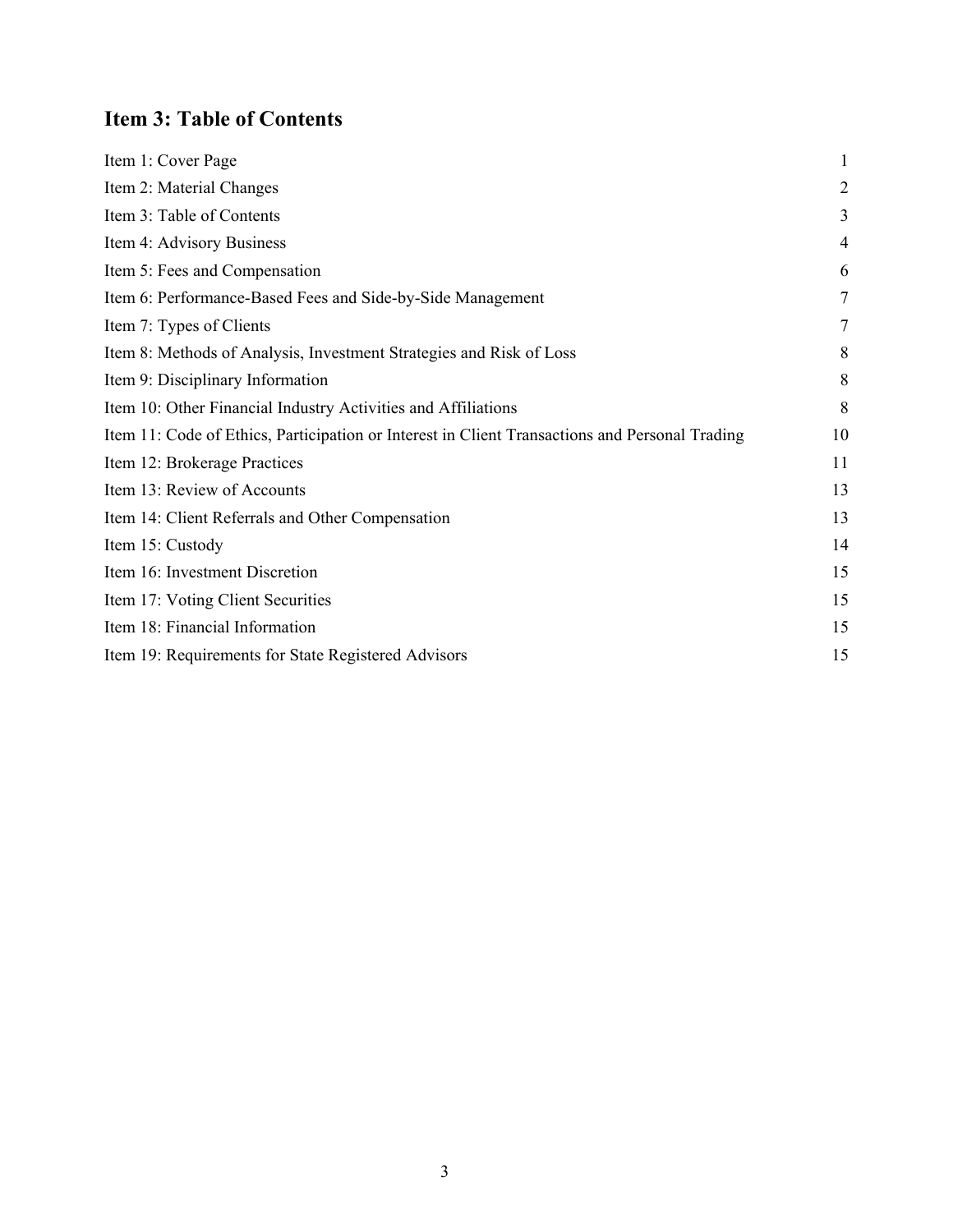## Item 3: Table of Contents

| | |
|---|---|
| Item 1: Cover Page | 1 |
| Item 2: Material Changes | 2 |
| Item 3: Table of Contents | 3 |
| Item 4: Advisory Business | 4 |
| Item 5: Fees and Compensation | 6 |
| Item 6: Performance-Based Fees and Side-by-Side Management | 7 |
| Item 7: Types of Clients | 7 |
| Item 8: Methods of Analysis, Investment Strategies and Risk of Loss | 8 |
| Item 9: Disciplinary Information | 8 |
| Item 10: Other Financial Industry Activities and Affiliations | 8 |
| Item 11: Code of Ethics, Participation or Interest in Client Transactions and Personal Trading | 10 |
| Item 12: Brokerage Practices | 11 |
| Item 13: Review of Accounts | 13 |
| Item 14: Client Referrals and Other Compensation | 13 |
| Item 15: Custody | 14 |
| Item 16: Investment Discretion | 15 |
| Item 17: Voting Client Securities | 15 |
| Item 18: Financial Information | 15 |
| Item 19: Requirements for State Registered Advisors | 15 |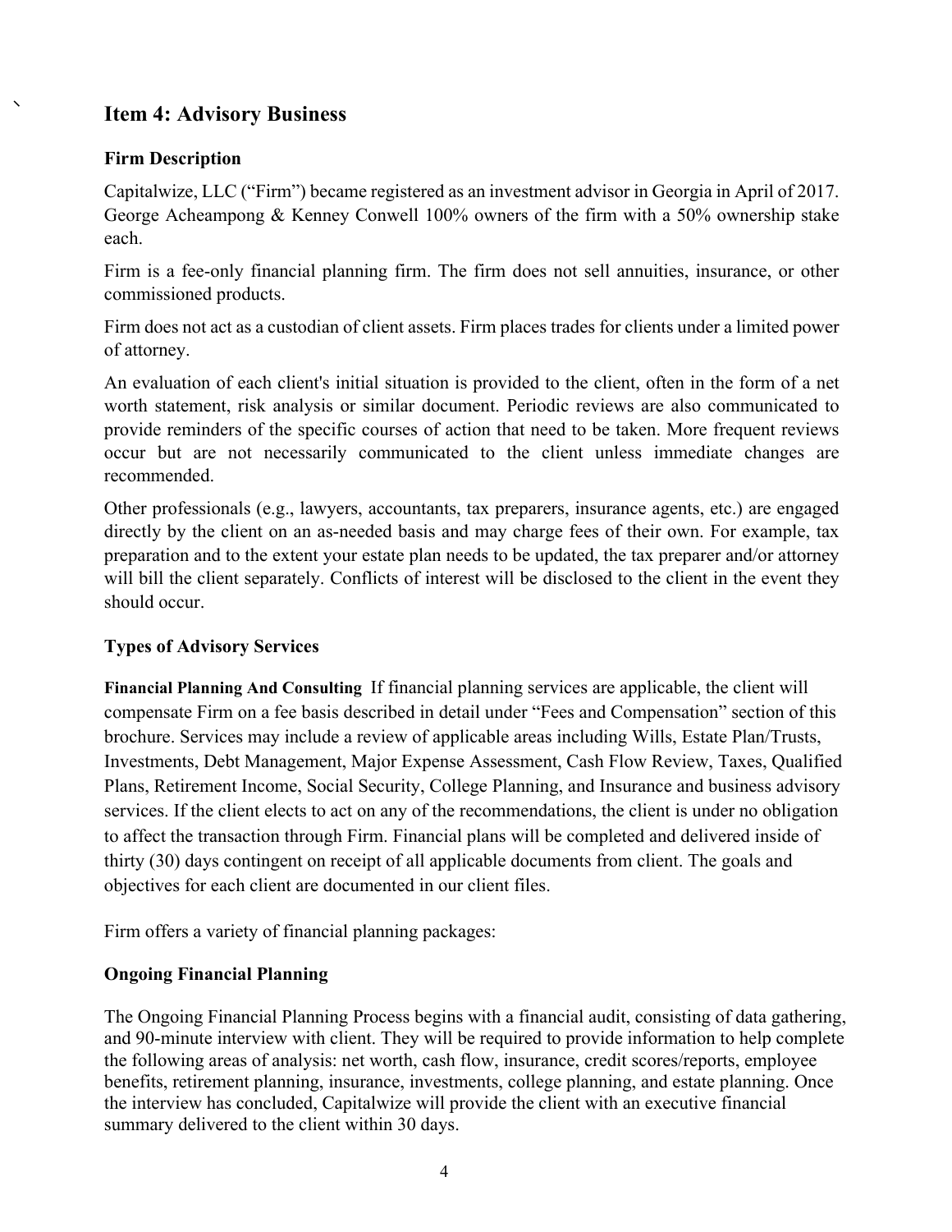## Item 4: Advisory Business

### Firm Description

Capitalwize, LLC ("Firm") became registered as an investment advisor in Georgia in April of 2017. George Acheampong & Kenney Conwell 100% owners of the firm with a 50% ownership stake each.

Firm is a fee-only financial planning firm. The firm does not sell annuities, insurance, or other commissioned products.

Firm does not act as a custodian of client assets. Firm places trades for clients under a limited power of attorney.

An evaluation of each client's initial situation is provided to the client, often in the form of a net worth statement, risk analysis or similar document. Periodic reviews are also communicated to provide reminders of the specific courses of action that need to be taken. More frequent reviews occur but are not necessarily communicated to the client unless immediate changes are recommended.

Other professionals (e.g., lawyers, accountants, tax preparers, insurance agents, etc.) are engaged directly by the client on an as-needed basis and may charge fees of their own. For example, tax preparation and to the extent your estate plan needs to be updated, the tax preparer and/or attorney will bill the client separately. Conflicts of interest will be disclosed to the client in the event they should occur.

### Types of Advisory Services

**Financial Planning And Consulting** If financial planning services are applicable, the client will compensate Firm on a fee basis described in detail under "Fees and Compensation" section of this brochure. Services may include a review of applicable areas including Wills, Estate Plan/Trusts, Investments, Debt Management, Major Expense Assessment, Cash Flow Review, Taxes, Qualified Plans, Retirement Income, Social Security, College Planning, and Insurance and business advisory services. If the client elects to act on any of the recommendations, the client is under no obligation to affect the transaction through Firm. Financial plans will be completed and delivered inside of thirty (30) days contingent on receipt of all applicable documents from client. The goals and objectives for each client are documented in our client files.

Firm offers a variety of financial planning packages:

### Ongoing Financial Planning

The Ongoing Financial Planning Process begins with a financial audit, consisting of data gathering, and 90-minute interview with client. They will be required to provide information to help complete the following areas of analysis: net worth, cash flow, insurance, credit scores/reports, employee benefits, retirement planning, insurance, investments, college planning, and estate planning. Once the interview has concluded, Capitalwize will provide the client with an executive financial summary delivered to the client within 30 days.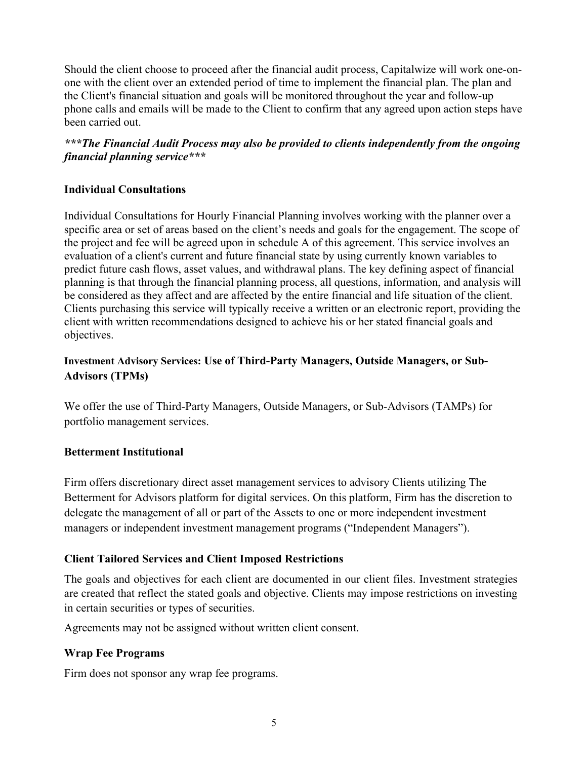Should the client choose to proceed after the financial audit process, Capitalwize will work one-on-one with the client over an extended period of time to implement the financial plan. The plan and the Client's financial situation and goals will be monitored throughout the year and follow-up phone calls and emails will be made to the Client to confirm that any agreed upon action steps have been carried out.

***\*\*\*The Financial Audit Process may also be provided to clients independently from the ongoing financial planning service\*\*\****

### Individual Consultations

Individual Consultations for Hourly Financial Planning involves working with the planner over a specific area or set of areas based on the client's needs and goals for the engagement. The scope of the project and fee will be agreed upon in schedule A of this agreement. This service involves an evaluation of a client's current and future financial state by using currently known variables to predict future cash flows, asset values, and withdrawal plans. The key defining aspect of financial planning is that through the financial planning process, all questions, information, and analysis will be considered as they affect and are affected by the entire financial and life situation of the client. Clients purchasing this service will typically receive a written or an electronic report, providing the client with written recommendations designed to achieve his or her stated financial goals and objectives.

### Investment Advisory Services: Use of Third-Party Managers, Outside Managers, or Sub-Advisors (TPMs)

We offer the use of Third-Party Managers, Outside Managers, or Sub-Advisors (TAMPs) for portfolio management services.

### Betterment Institutional

Firm offers discretionary direct asset management services to advisory Clients utilizing The Betterment for Advisors platform for digital services. On this platform, Firm has the discretion to delegate the management of all or part of the Assets to one or more independent investment managers or independent investment management programs ("Independent Managers").

### Client Tailored Services and Client Imposed Restrictions

The goals and objectives for each client are documented in our client files. Investment strategies are created that reflect the stated goals and objective. Clients may impose restrictions on investing in certain securities or types of securities.

Agreements may not be assigned without written client consent.

### Wrap Fee Programs

Firm does not sponsor any wrap fee programs.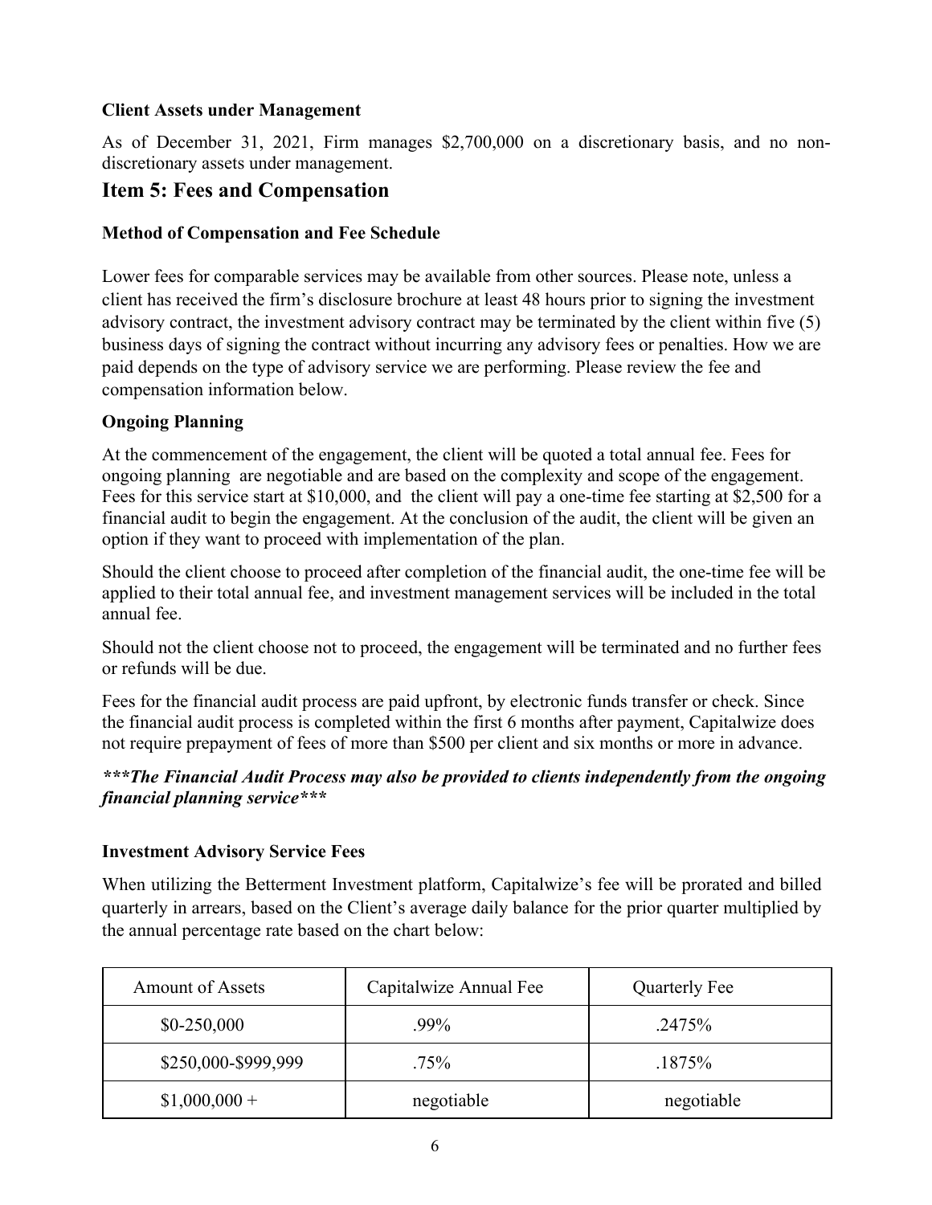**Client Assets under Management**

As of December 31, 2021, Firm manages $2,700,000 on a discretionary basis, and no non-discretionary assets under management.

## Item 5: Fees and Compensation

**Method of Compensation and Fee Schedule**

Lower fees for comparable services may be available from other sources. Please note, unless a client has received the firm's disclosure brochure at least 48 hours prior to signing the investment advisory contract, the investment advisory contract may be terminated by the client within five (5) business days of signing the contract without incurring any advisory fees or penalties. How we are paid depends on the type of advisory service we are performing. Please review the fee and compensation information below.

**Ongoing Planning**

At the commencement of the engagement, the client will be quoted a total annual fee. Fees for ongoing planning are negotiable and are based on the complexity and scope of the engagement. Fees for this service start at $10,000, and the client will pay a one-time fee starting at $2,500 for a financial audit to begin the engagement. At the conclusion of the audit, the client will be given an option if they want to proceed with implementation of the plan.

Should the client choose to proceed after completion of the financial audit, the one-time fee will be applied to their total annual fee, and investment management services will be included in the total annual fee.

Should not the client choose not to proceed, the engagement will be terminated and no further fees or refunds will be due.

Fees for the financial audit process are paid upfront, by electronic funds transfer or check. Since the financial audit process is completed within the first 6 months after payment, Capitalwize does not require prepayment of fees of more than $500 per client and six months or more in advance.

***\*\*\*The Financial Audit Process may also be provided to clients independently from the ongoing financial planning service\*\*\****

**Investment Advisory Service Fees**

When utilizing the Betterment Investment platform, Capitalwize's fee will be prorated and billed quarterly in arrears, based on the Client's average daily balance for the prior quarter multiplied by the annual percentage rate based on the chart below:

| Amount of Assets | Capitalwize Annual Fee | Quarterly Fee |
|---|---|---|
| $0-250,000 | .99% | .2475% |
| $250,000-$999,999 | .75% | .1875% |
| $1,000,000 + | negotiable | negotiable |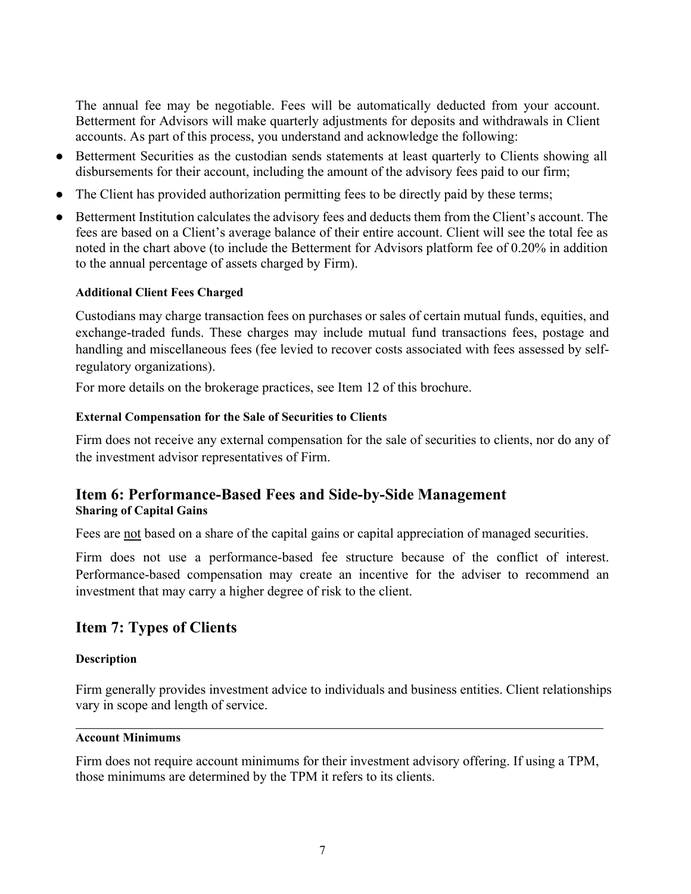The annual fee may be negotiable. Fees will be automatically deducted from your account. Betterment for Advisors will make quarterly adjustments for deposits and withdrawals in Client accounts. As part of this process, you understand and acknowledge the following:

- Betterment Securities as the custodian sends statements at least quarterly to Clients showing all disbursements for their account, including the amount of the advisory fees paid to our firm;
- The Client has provided authorization permitting fees to be directly paid by these terms;
- Betterment Institution calculates the advisory fees and deducts them from the Client's account. The fees are based on a Client's average balance of their entire account. Client will see the total fee as noted in the chart above (to include the Betterment for Advisors platform fee of 0.20% in addition to the annual percentage of assets charged by Firm).

**Additional Client Fees Charged**

Custodians may charge transaction fees on purchases or sales of certain mutual funds, equities, and exchange-traded funds. These charges may include mutual fund transactions fees, postage and handling and miscellaneous fees (fee levied to recover costs associated with fees assessed by self-regulatory organizations).

For more details on the brokerage practices, see Item 12 of this brochure.

**External Compensation for the Sale of Securities to Clients**

Firm does not receive any external compensation for the sale of securities to clients, nor do any of the investment advisor representatives of Firm.

## Item 6: Performance-Based Fees and Side-by-Side Management

**Sharing of Capital Gains**

Fees are not based on a share of the capital gains or capital appreciation of managed securities.

Firm does not use a performance-based fee structure because of the conflict of interest. Performance-based compensation may create an incentive for the adviser to recommend an investment that may carry a higher degree of risk to the client.

## Item 7: Types of Clients

**Description**

Firm generally provides investment advice to individuals and business entities. Client relationships vary in scope and length of service.

**Account Minimums**

Firm does not require account minimums for their investment advisory offering. If using a TPM, those minimums are determined by the TPM it refers to its clients.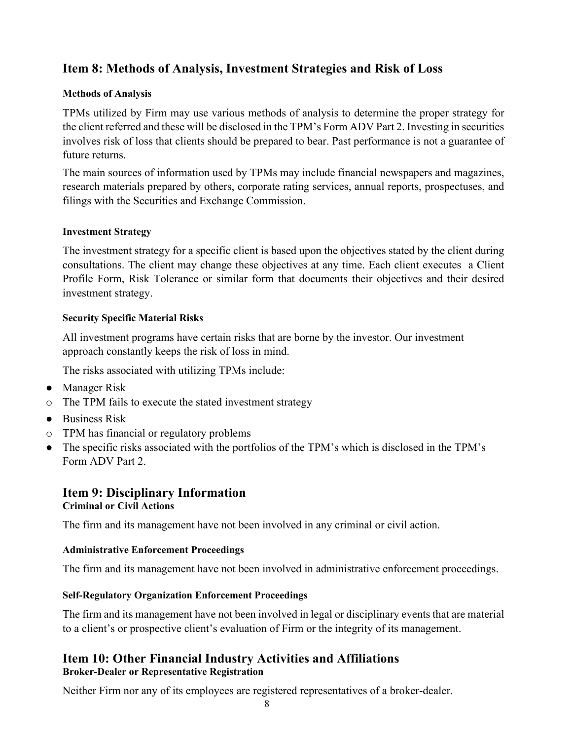## Item 8: Methods of Analysis, Investment Strategies and Risk of Loss

### Methods of Analysis

TPMs utilized by Firm may use various methods of analysis to determine the proper strategy for the client referred and these will be disclosed in the TPM's Form ADV Part 2. Investing in securities involves risk of loss that clients should be prepared to bear. Past performance is not a guarantee of future returns.

The main sources of information used by TPMs may include financial newspapers and magazines, research materials prepared by others, corporate rating services, annual reports, prospectuses, and filings with the Securities and Exchange Commission.

### Investment Strategy

The investment strategy for a specific client is based upon the objectives stated by the client during consultations. The client may change these objectives at any time. Each client executes a Client Profile Form, Risk Tolerance or similar form that documents their objectives and their desired investment strategy.

### Security Specific Material Risks

All investment programs have certain risks that are borne by the investor. Our investment approach constantly keeps the risk of loss in mind.

The risks associated with utilizing TPMs include:

- Manager Risk
  - The TPM fails to execute the stated investment strategy
- Business Risk
  - TPM has financial or regulatory problems
- The specific risks associated with the portfolios of the TPM's which is disclosed in the TPM's Form ADV Part 2.

## Item 9: Disciplinary Information

### Criminal or Civil Actions

The firm and its management have not been involved in any criminal or civil action.

### Administrative Enforcement Proceedings

The firm and its management have not been involved in administrative enforcement proceedings.

### Self-Regulatory Organization Enforcement Proceedings

The firm and its management have not been involved in legal or disciplinary events that are material to a client's or prospective client's evaluation of Firm or the integrity of its management.

## Item 10: Other Financial Industry Activities and Affiliations

### Broker-Dealer or Representative Registration

Neither Firm nor any of its employees are registered representatives of a broker-dealer.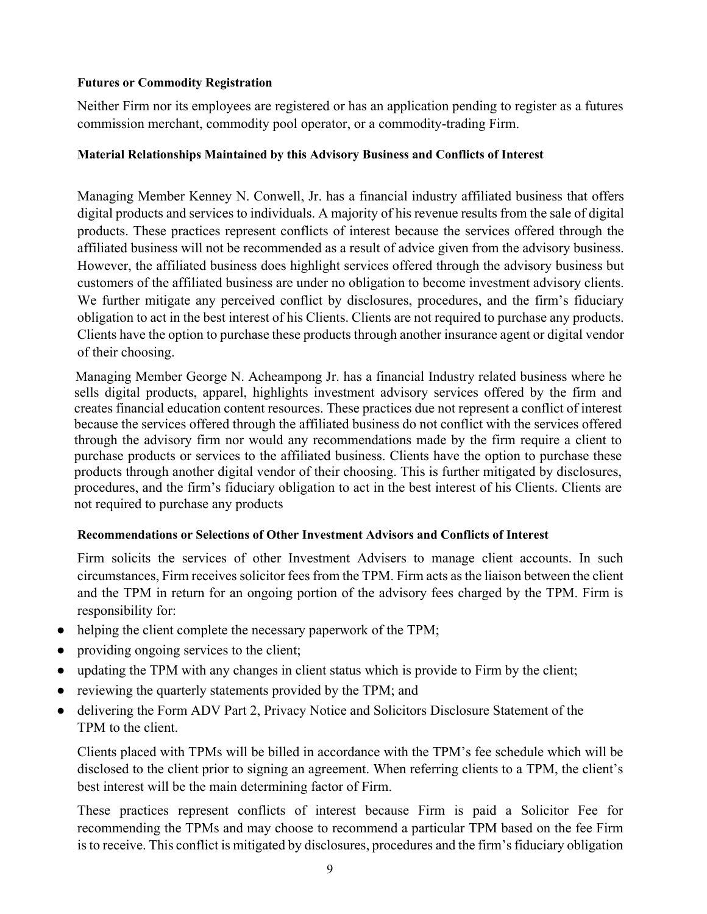**Futures or Commodity Registration**

Neither Firm nor its employees are registered or has an application pending to register as a futures commission merchant, commodity pool operator, or a commodity-trading Firm.

**Material Relationships Maintained by this Advisory Business and Conflicts of Interest**

Managing Member Kenney N. Conwell, Jr. has a financial industry affiliated business that offers digital products and services to individuals. A majority of his revenue results from the sale of digital products. These practices represent conflicts of interest because the services offered through the affiliated business will not be recommended as a result of advice given from the advisory business. However, the affiliated business does highlight services offered through the advisory business but customers of the affiliated business are under no obligation to become investment advisory clients. We further mitigate any perceived conflict by disclosures, procedures, and the firm's fiduciary obligation to act in the best interest of his Clients. Clients are not required to purchase any products. Clients have the option to purchase these products through another insurance agent or digital vendor of their choosing.

Managing Member George N. Acheampong Jr. has a financial Industry related business where he sells digital products, apparel, highlights investment advisory services offered by the firm and creates financial education content resources. These practices due not represent a conflict of interest because the services offered through the affiliated business do not conflict with the services offered through the advisory firm nor would any recommendations made by the firm require a client to purchase products or services to the affiliated business. Clients have the option to purchase these products through another digital vendor of their choosing. This is further mitigated by disclosures, procedures, and the firm's fiduciary obligation to act in the best interest of his Clients. Clients are not required to purchase any products

**Recommendations or Selections of Other Investment Advisors and Conflicts of Interest**

Firm solicits the services of other Investment Advisers to manage client accounts. In such circumstances, Firm receives solicitor fees from the TPM. Firm acts as the liaison between the client and the TPM in return for an ongoing portion of the advisory fees charged by the TPM. Firm is responsibility for:

- helping the client complete the necessary paperwork of the TPM;
- providing ongoing services to the client;
- updating the TPM with any changes in client status which is provide to Firm by the client;
- reviewing the quarterly statements provided by the TPM; and
- delivering the Form ADV Part 2, Privacy Notice and Solicitors Disclosure Statement of the TPM to the client.

Clients placed with TPMs will be billed in accordance with the TPM's fee schedule which will be disclosed to the client prior to signing an agreement. When referring clients to a TPM, the client's best interest will be the main determining factor of Firm.

These practices represent conflicts of interest because Firm is paid a Solicitor Fee for recommending the TPMs and may choose to recommend a particular TPM based on the fee Firm is to receive. This conflict is mitigated by disclosures, procedures and the firm's fiduciary obligation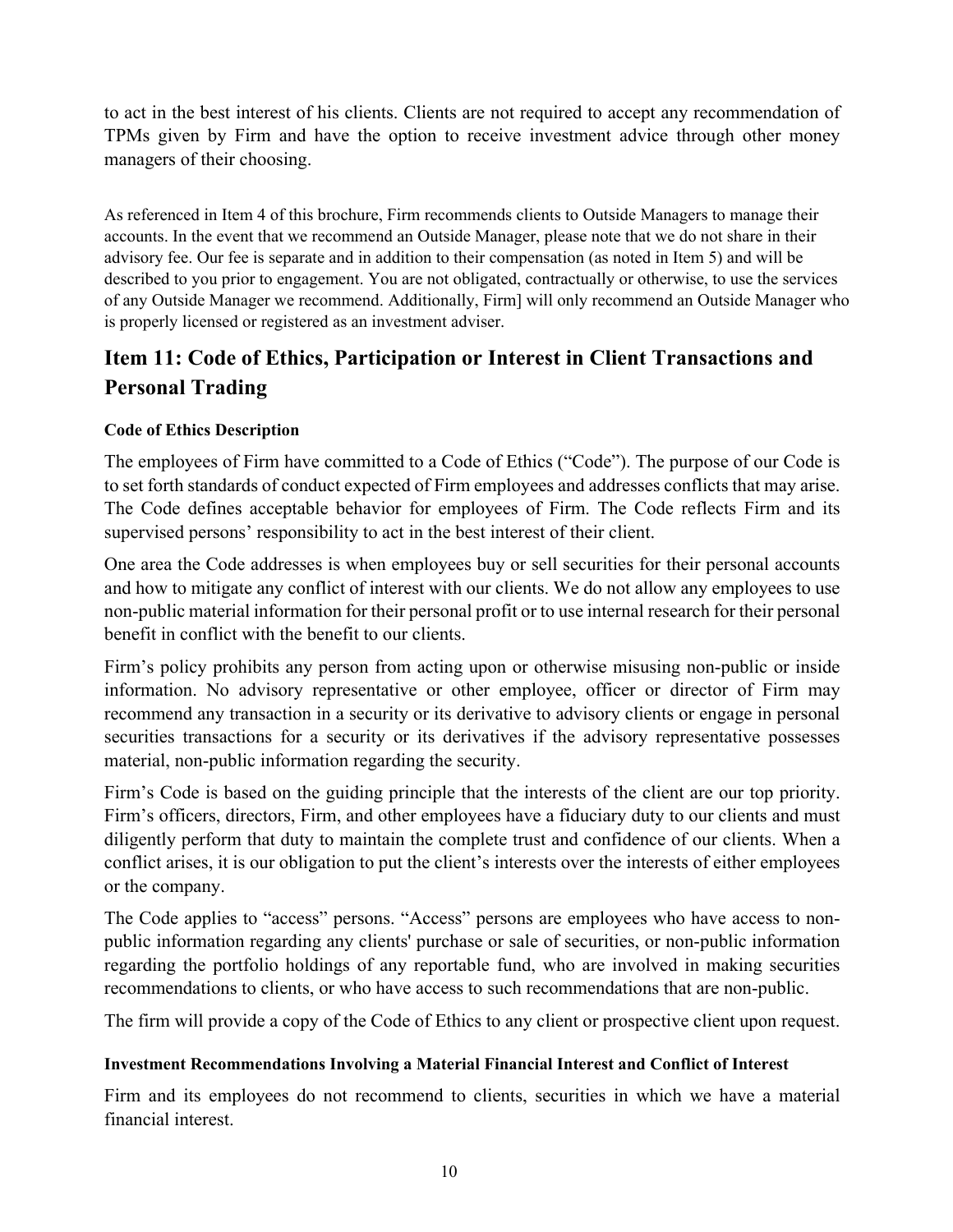to act in the best interest of his clients. Clients are not required to accept any recommendation of TPMs given by Firm and have the option to receive investment advice through other money managers of their choosing.

As referenced in Item 4 of this brochure, Firm recommends clients to Outside Managers to manage their accounts. In the event that we recommend an Outside Manager, please note that we do not share in their advisory fee. Our fee is separate and in addition to their compensation (as noted in Item 5) and will be described to you prior to engagement. You are not obligated, contractually or otherwise, to use the services of any Outside Manager we recommend. Additionally, Firm] will only recommend an Outside Manager who is properly licensed or registered as an investment adviser.

## Item 11: Code of Ethics, Participation or Interest in Client Transactions and Personal Trading

**Code of Ethics Description**

The employees of Firm have committed to a Code of Ethics ("Code"). The purpose of our Code is to set forth standards of conduct expected of Firm employees and addresses conflicts that may arise. The Code defines acceptable behavior for employees of Firm. The Code reflects Firm and its supervised persons' responsibility to act in the best interest of their client.

One area the Code addresses is when employees buy or sell securities for their personal accounts and how to mitigate any conflict of interest with our clients. We do not allow any employees to use non-public material information for their personal profit or to use internal research for their personal benefit in conflict with the benefit to our clients.

Firm's policy prohibits any person from acting upon or otherwise misusing non-public or inside information. No advisory representative or other employee, officer or director of Firm may recommend any transaction in a security or its derivative to advisory clients or engage in personal securities transactions for a security or its derivatives if the advisory representative possesses material, non-public information regarding the security.

Firm's Code is based on the guiding principle that the interests of the client are our top priority. Firm's officers, directors, Firm, and other employees have a fiduciary duty to our clients and must diligently perform that duty to maintain the complete trust and confidence of our clients. When a conflict arises, it is our obligation to put the client's interests over the interests of either employees or the company.

The Code applies to "access" persons. "Access" persons are employees who have access to non-public information regarding any clients' purchase or sale of securities, or non-public information regarding the portfolio holdings of any reportable fund, who are involved in making securities recommendations to clients, or who have access to such recommendations that are non-public.

The firm will provide a copy of the Code of Ethics to any client or prospective client upon request.

**Investment Recommendations Involving a Material Financial Interest and Conflict of Interest**

Firm and its employees do not recommend to clients, securities in which we have a material financial interest.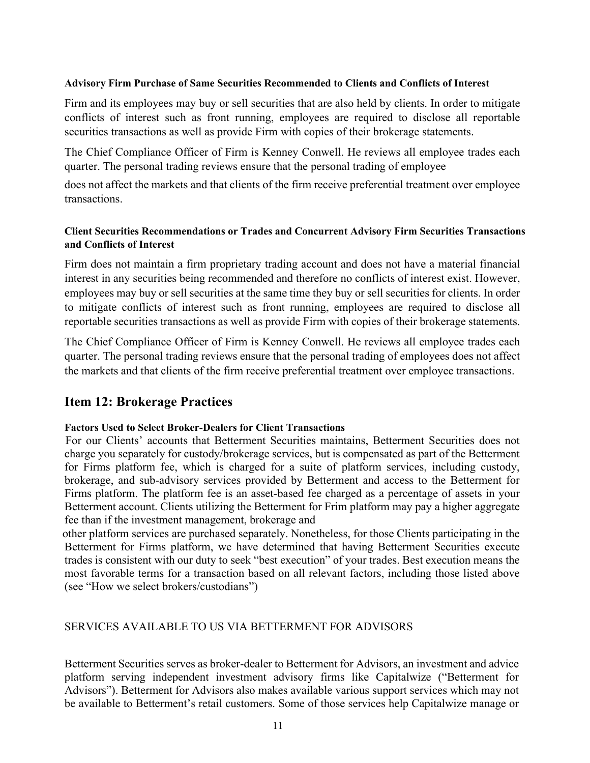**Advisory Firm Purchase of Same Securities Recommended to Clients and Conflicts of Interest**

Firm and its employees may buy or sell securities that are also held by clients. In order to mitigate conflicts of interest such as front running, employees are required to disclose all reportable securities transactions as well as provide Firm with copies of their brokerage statements.

The Chief Compliance Officer of Firm is Kenney Conwell. He reviews all employee trades each quarter. The personal trading reviews ensure that the personal trading of employee does not affect the markets and that clients of the firm receive preferential treatment over employee transactions.

**Client Securities Recommendations or Trades and Concurrent Advisory Firm Securities Transactions and Conflicts of Interest**

Firm does not maintain a firm proprietary trading account and does not have a material financial interest in any securities being recommended and therefore no conflicts of interest exist. However, employees may buy or sell securities at the same time they buy or sell securities for clients. In order to mitigate conflicts of interest such as front running, employees are required to disclose all reportable securities transactions as well as provide Firm with copies of their brokerage statements.

The Chief Compliance Officer of Firm is Kenney Conwell. He reviews all employee trades each quarter. The personal trading reviews ensure that the personal trading of employees does not affect the markets and that clients of the firm receive preferential treatment over employee transactions.

## Item 12: Brokerage Practices

**Factors Used to Select Broker-Dealers for Client Transactions**

For our Clients' accounts that Betterment Securities maintains, Betterment Securities does not charge you separately for custody/brokerage services, but is compensated as part of the Betterment for Firms platform fee, which is charged for a suite of platform services, including custody, brokerage, and sub-advisory services provided by Betterment and access to the Betterment for Firms platform. The platform fee is an asset-based fee charged as a percentage of assets in your Betterment account. Clients utilizing the Betterment for Frim platform may pay a higher aggregate fee than if the investment management, brokerage and other platform services are purchased separately. Nonetheless, for those Clients participating in the Betterment for Firms platform, we have determined that having Betterment Securities execute trades is consistent with our duty to seek "best execution" of your trades. Best execution means the most favorable terms for a transaction based on all relevant factors, including those listed above (see "How we select brokers/custodians")

SERVICES AVAILABLE TO US VIA BETTERMENT FOR ADVISORS

Betterment Securities serves as broker-dealer to Betterment for Advisors, an investment and advice platform serving independent investment advisory firms like Capitalwize ("Betterment for Advisors"). Betterment for Advisors also makes available various support services which may not be available to Betterment's retail customers. Some of those services help Capitalwize manage or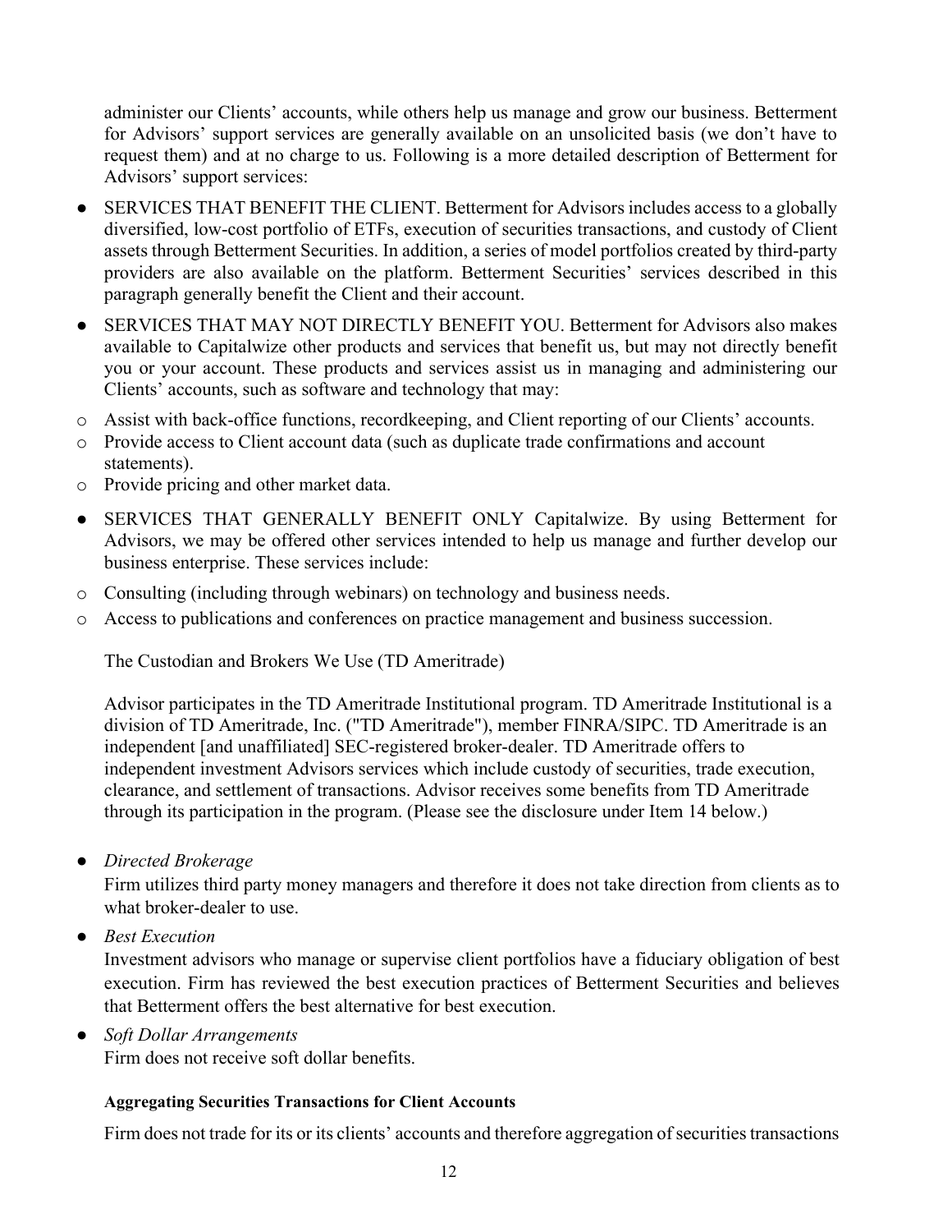administer our Clients' accounts, while others help us manage and grow our business. Betterment for Advisors' support services are generally available on an unsolicited basis (we don't have to request them) and at no charge to us. Following is a more detailed description of Betterment for Advisors' support services:

- SERVICES THAT BENEFIT THE CLIENT. Betterment for Advisors includes access to a globally diversified, low-cost portfolio of ETFs, execution of securities transactions, and custody of Client assets through Betterment Securities. In addition, a series of model portfolios created by third-party providers are also available on the platform. Betterment Securities' services described in this paragraph generally benefit the Client and their account.
- SERVICES THAT MAY NOT DIRECTLY BENEFIT YOU. Betterment for Advisors also makes available to Capitalwize other products and services that benefit us, but may not directly benefit you or your account. These products and services assist us in managing and administering our Clients' accounts, such as software and technology that may:
  - Assist with back-office functions, recordkeeping, and Client reporting of our Clients' accounts.
  - Provide access to Client account data (such as duplicate trade confirmations and account statements).
  - Provide pricing and other market data.
- SERVICES THAT GENERALLY BENEFIT ONLY Capitalwize. By using Betterment for Advisors, we may be offered other services intended to help us manage and further develop our business enterprise. These services include:
  - Consulting (including through webinars) on technology and business needs.
  - Access to publications and conferences on practice management and business succession.

The Custodian and Brokers We Use (TD Ameritrade)

Advisor participates in the TD Ameritrade Institutional program. TD Ameritrade Institutional is a division of TD Ameritrade, Inc. ("TD Ameritrade"), member FINRA/SIPC. TD Ameritrade is an independent [and unaffiliated] SEC-registered broker-dealer. TD Ameritrade offers to independent investment Advisors services which include custody of securities, trade execution, clearance, and settlement of transactions. Advisor receives some benefits from TD Ameritrade through its participation in the program. (Please see the disclosure under Item 14 below.)

- *Directed Brokerage*
  Firm utilizes third party money managers and therefore it does not take direction from clients as to what broker-dealer to use.
- *Best Execution*
  Investment advisors who manage or supervise client portfolios have a fiduciary obligation of best execution. Firm has reviewed the best execution practices of Betterment Securities and believes that Betterment offers the best alternative for best execution.
- *Soft Dollar Arrangements*
  Firm does not receive soft dollar benefits.

**Aggregating Securities Transactions for Client Accounts**

Firm does not trade for its or its clients' accounts and therefore aggregation of securities transactions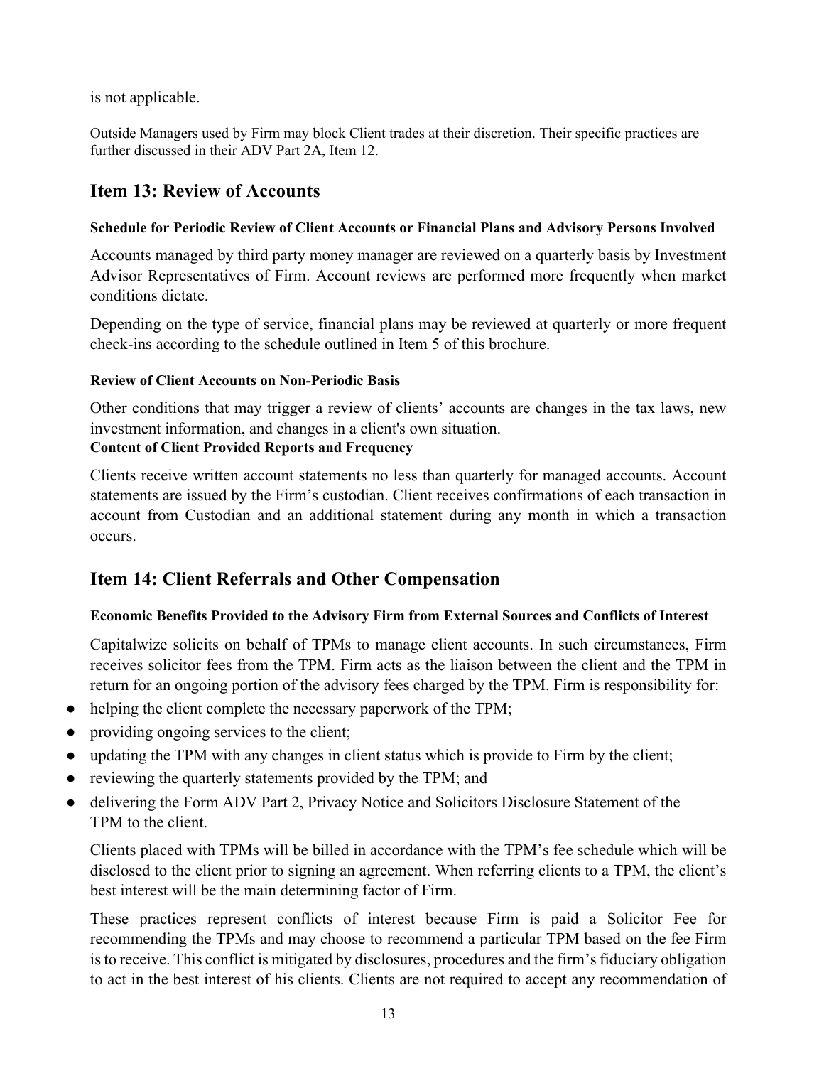is not applicable.

Outside Managers used by Firm may block Client trades at their discretion. Their specific practices are further discussed in their ADV Part 2A, Item 12.

## Item 13: Review of Accounts

**Schedule for Periodic Review of Client Accounts or Financial Plans and Advisory Persons Involved**

Accounts managed by third party money manager are reviewed on a quarterly basis by Investment Advisor Representatives of Firm. Account reviews are performed more frequently when market conditions dictate.

Depending on the type of service, financial plans may be reviewed at quarterly or more frequent check-ins according to the schedule outlined in Item 5 of this brochure.

**Review of Client Accounts on Non-Periodic Basis**

Other conditions that may trigger a review of clients' accounts are changes in the tax laws, new investment information, and changes in a client's own situation.

**Content of Client Provided Reports and Frequency**

Clients receive written account statements no less than quarterly for managed accounts. Account statements are issued by the Firm's custodian. Client receives confirmations of each transaction in account from Custodian and an additional statement during any month in which a transaction occurs.

## Item 14: Client Referrals and Other Compensation

**Economic Benefits Provided to the Advisory Firm from External Sources and Conflicts of Interest**

Capitalwize solicits on behalf of TPMs to manage client accounts. In such circumstances, Firm receives solicitor fees from the TPM. Firm acts as the liaison between the client and the TPM in return for an ongoing portion of the advisory fees charged by the TPM. Firm is responsibility for:

- helping the client complete the necessary paperwork of the TPM;
- providing ongoing services to the client;
- updating the TPM with any changes in client status which is provide to Firm by the client;
- reviewing the quarterly statements provided by the TPM; and
- delivering the Form ADV Part 2, Privacy Notice and Solicitors Disclosure Statement of the TPM to the client.

Clients placed with TPMs will be billed in accordance with the TPM's fee schedule which will be disclosed to the client prior to signing an agreement. When referring clients to a TPM, the client's best interest will be the main determining factor of Firm.

These practices represent conflicts of interest because Firm is paid a Solicitor Fee for recommending the TPMs and may choose to recommend a particular TPM based on the fee Firm is to receive. This conflict is mitigated by disclosures, procedures and the firm's fiduciary obligation to act in the best interest of his clients. Clients are not required to accept any recommendation of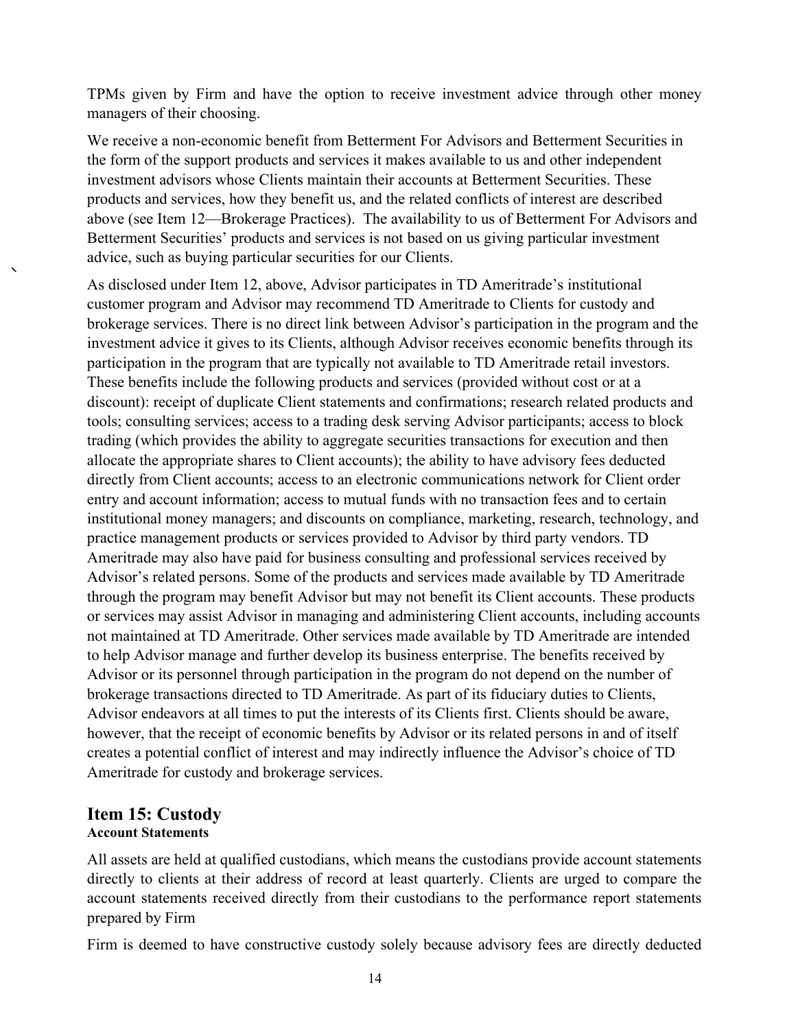TPMs given by Firm and have the option to receive investment advice through other money managers of their choosing.

We receive a non-economic benefit from Betterment For Advisors and Betterment Securities in the form of the support products and services it makes available to us and other independent investment advisors whose Clients maintain their accounts at Betterment Securities. These products and services, how they benefit us, and the related conflicts of interest are described above (see Item 12—Brokerage Practices). The availability to us of Betterment For Advisors and Betterment Securities' products and services is not based on us giving particular investment advice, such as buying particular securities for our Clients.

As disclosed under Item 12, above, Advisor participates in TD Ameritrade's institutional customer program and Advisor may recommend TD Ameritrade to Clients for custody and brokerage services. There is no direct link between Advisor's participation in the program and the investment advice it gives to its Clients, although Advisor receives economic benefits through its participation in the program that are typically not available to TD Ameritrade retail investors. These benefits include the following products and services (provided without cost or at a discount): receipt of duplicate Client statements and confirmations; research related products and tools; consulting services; access to a trading desk serving Advisor participants; access to block trading (which provides the ability to aggregate securities transactions for execution and then allocate the appropriate shares to Client accounts); the ability to have advisory fees deducted directly from Client accounts; access to an electronic communications network for Client order entry and account information; access to mutual funds with no transaction fees and to certain institutional money managers; and discounts on compliance, marketing, research, technology, and practice management products or services provided to Advisor by third party vendors. TD Ameritrade may also have paid for business consulting and professional services received by Advisor's related persons. Some of the products and services made available by TD Ameritrade through the program may benefit Advisor but may not benefit its Client accounts. These products or services may assist Advisor in managing and administering Client accounts, including accounts not maintained at TD Ameritrade. Other services made available by TD Ameritrade are intended to help Advisor manage and further develop its business enterprise. The benefits received by Advisor or its personnel through participation in the program do not depend on the number of brokerage transactions directed to TD Ameritrade. As part of its fiduciary duties to Clients, Advisor endeavors at all times to put the interests of its Clients first. Clients should be aware, however, that the receipt of economic benefits by Advisor or its related persons in and of itself creates a potential conflict of interest and may indirectly influence the Advisor's choice of TD Ameritrade for custody and brokerage services.

## Item 15: Custody

**Account Statements**

All assets are held at qualified custodians, which means the custodians provide account statements directly to clients at their address of record at least quarterly. Clients are urged to compare the account statements received directly from their custodians to the performance report statements prepared by Firm

Firm is deemed to have constructive custody solely because advisory fees are directly deducted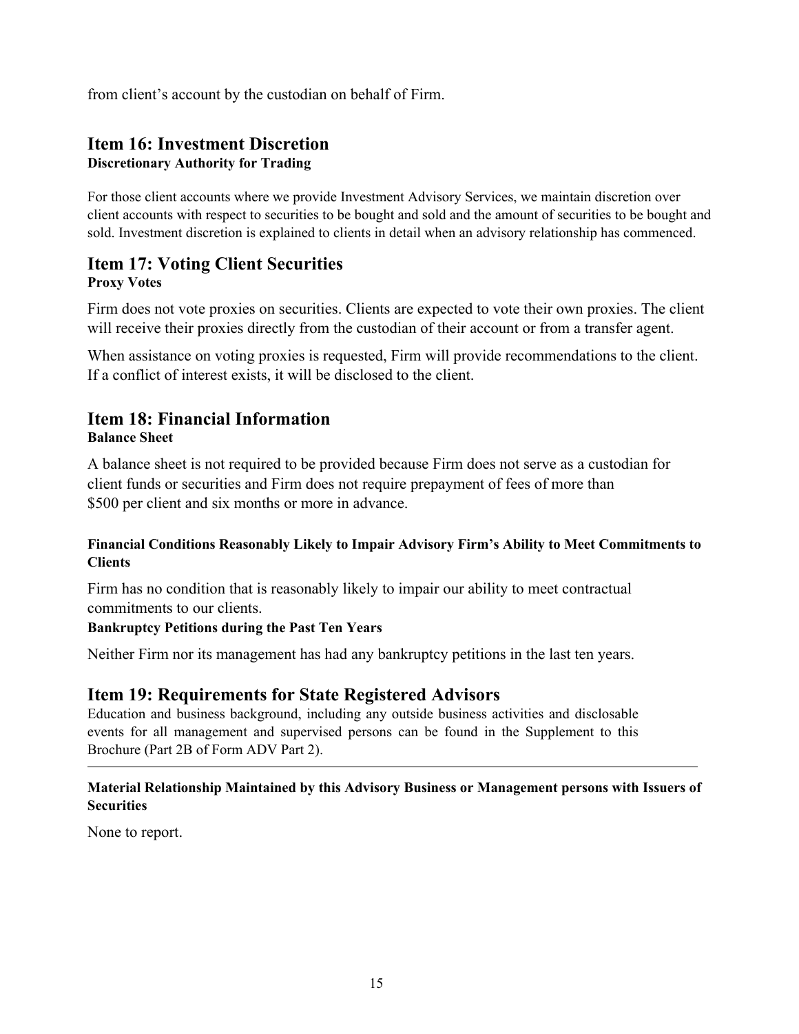from client's account by the custodian on behalf of Firm.

## Item 16: Investment Discretion

**Discretionary Authority for Trading**

For those client accounts where we provide Investment Advisory Services, we maintain discretion over client accounts with respect to securities to be bought and sold and the amount of securities to be bought and sold. Investment discretion is explained to clients in detail when an advisory relationship has commenced.

## Item 17: Voting Client Securities

**Proxy Votes**

Firm does not vote proxies on securities. Clients are expected to vote their own proxies. The client will receive their proxies directly from the custodian of their account or from a transfer agent.

When assistance on voting proxies is requested, Firm will provide recommendations to the client. If a conflict of interest exists, it will be disclosed to the client.

## Item 18: Financial Information

**Balance Sheet**

A balance sheet is not required to be provided because Firm does not serve as a custodian for client funds or securities and Firm does not require prepayment of fees of more than $500 per client and six months or more in advance.

**Financial Conditions Reasonably Likely to Impair Advisory Firm's Ability to Meet Commitments to Clients**

Firm has no condition that is reasonably likely to impair our ability to meet contractual commitments to our clients.

**Bankruptcy Petitions during the Past Ten Years**

Neither Firm nor its management has had any bankruptcy petitions in the last ten years.

## Item 19: Requirements for State Registered Advisors

Education and business background, including any outside business activities and disclosable events for all management and supervised persons can be found in the Supplement to this Brochure (Part 2B of Form ADV Part 2).

---

**Material Relationship Maintained by this Advisory Business or Management persons with Issuers of Securities**

None to report.